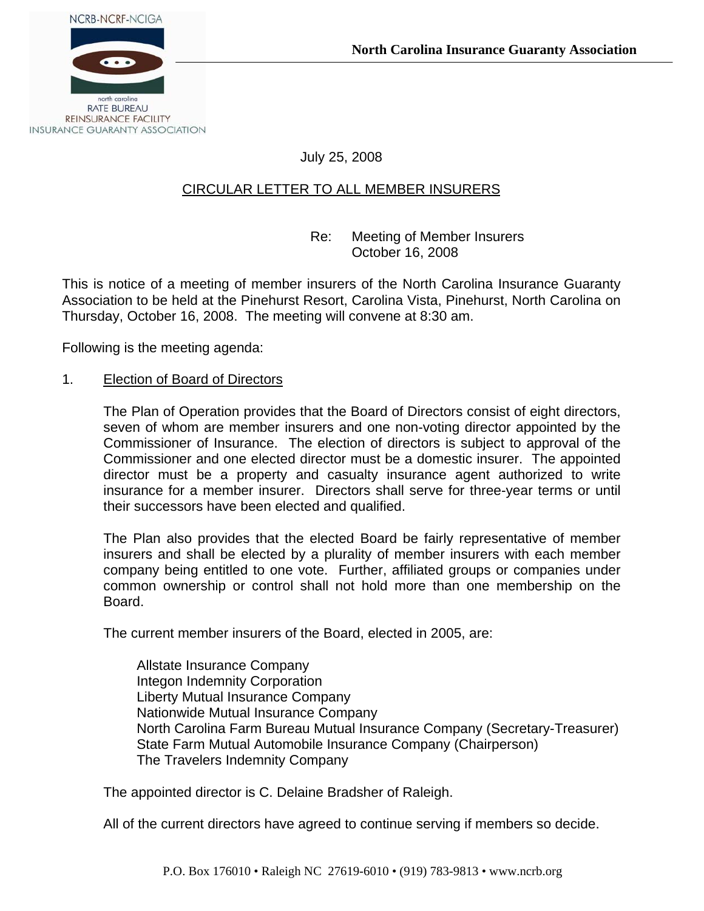NCRB-NCRF-NCIGA

north carolina
RATE BUREAU
REINSURANCE FACILITY
INSURANCE GUARANTY ASSOCIATION

**North Carolina Insurance Guaranty Association**

July 25, 2008

CIRCULAR LETTER TO ALL MEMBER INSURERS

Re: Meeting of Member Insurers
October 16, 2008

This is notice of a meeting of member insurers of the North Carolina Insurance Guaranty Association to be held at the Pinehurst Resort, Carolina Vista, Pinehurst, North Carolina on Thursday, October 16, 2008. The meeting will convene at 8:30 am.

Following is the meeting agenda:

1. Election of Board of Directors

The Plan of Operation provides that the Board of Directors consist of eight directors, seven of whom are member insurers and one non-voting director appointed by the Commissioner of Insurance. The election of directors is subject to approval of the Commissioner and one elected director must be a domestic insurer. The appointed director must be a property and casualty insurance agent authorized to write insurance for a member insurer. Directors shall serve for three-year terms or until their successors have been elected and qualified.

The Plan also provides that the elected Board be fairly representative of member insurers and shall be elected by a plurality of member insurers with each member company being entitled to one vote. Further, affiliated groups or companies under common ownership or control shall not hold more than one membership on the Board.

The current member insurers of the Board, elected in 2005, are:

Allstate Insurance Company
Integon Indemnity Corporation
Liberty Mutual Insurance Company
Nationwide Mutual Insurance Company
North Carolina Farm Bureau Mutual Insurance Company (Secretary-Treasurer)
State Farm Mutual Automobile Insurance Company (Chairperson)
The Travelers Indemnity Company

The appointed director is C. Delaine Bradsher of Raleigh.

All of the current directors have agreed to continue serving if members so decide.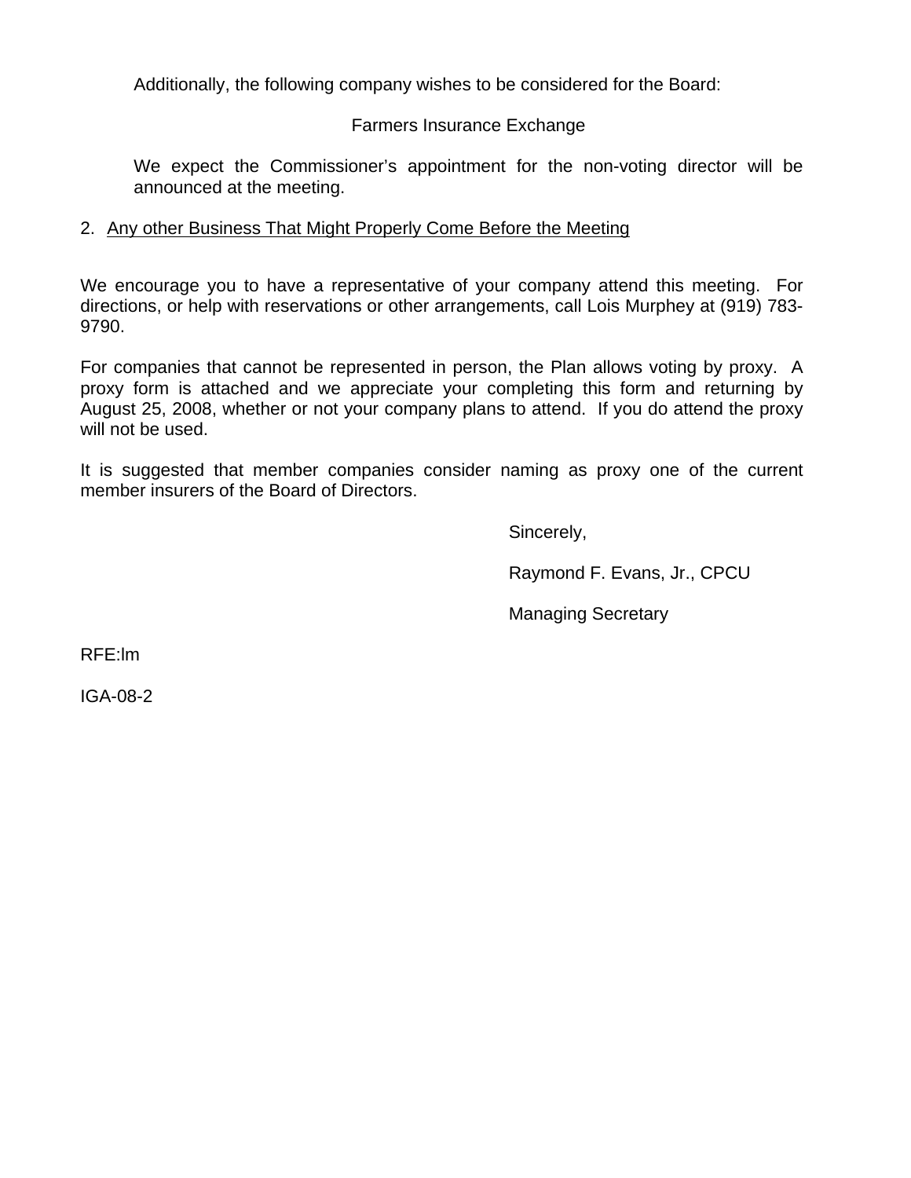Additionally, the following company wishes to be considered for the Board:

Farmers Insurance Exchange

We expect the Commissioner's appointment for the non-voting director will be announced at the meeting.

2. <u>Any other Business That Might Properly Come Before the Meeting</u>

We encourage you to have a representative of your company attend this meeting. For directions, or help with reservations or other arrangements, call Lois Murphey at (919) 783-9790.

For companies that cannot be represented in person, the Plan allows voting by proxy. A proxy form is attached and we appreciate your completing this form and returning by August 25, 2008, whether or not your company plans to attend. If you do attend the proxy will not be used.

It is suggested that member companies consider naming as proxy one of the current member insurers of the Board of Directors.

Sincerely,

Raymond F. Evans, Jr., CPCU

Managing Secretary

RFE:lm

IGA-08-2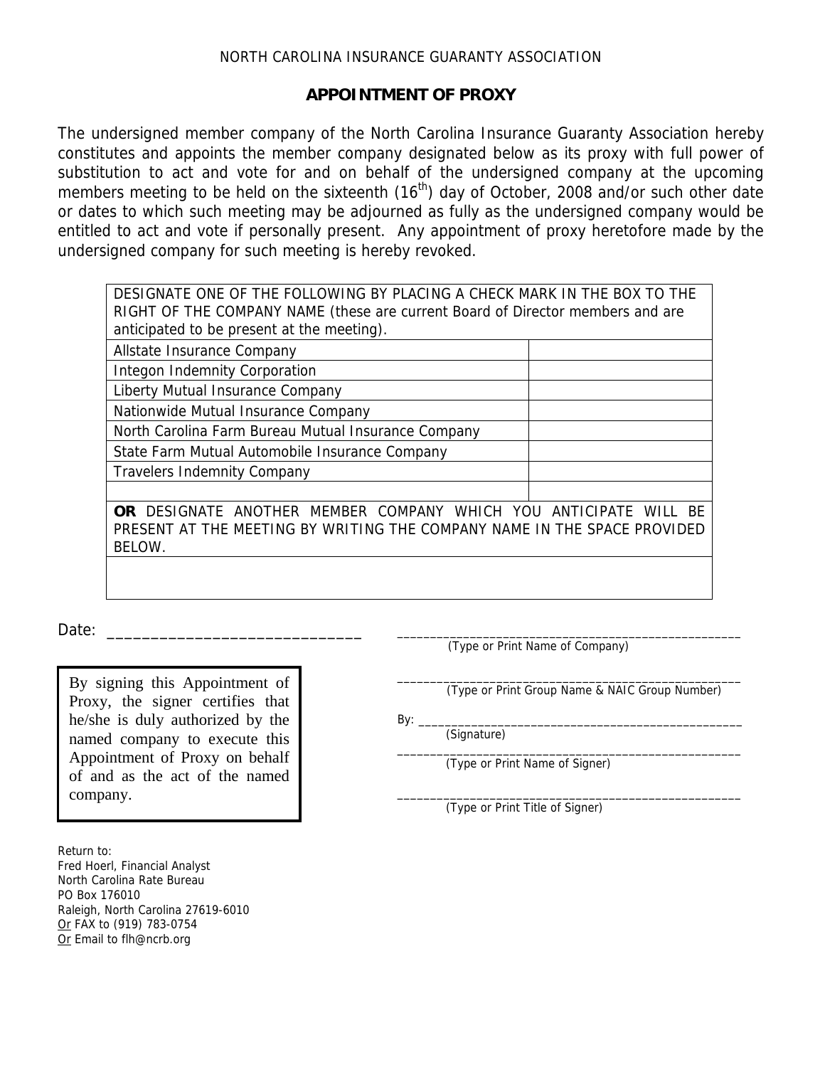NORTH CAROLINA INSURANCE GUARANTY ASSOCIATION

## APPOINTMENT OF PROXY

The undersigned member company of the North Carolina Insurance Guaranty Association hereby constitutes and appoints the member company designated below as its proxy with full power of substitution to act and vote for and on behalf of the undersigned company at the upcoming members meeting to be held on the sixteenth ($16^{th}$) day of October, 2008 and/or such other date or dates to which such meeting may be adjourned as fully as the undersigned company would be entitled to act and vote if personally present. Any appointment of proxy heretofore made by the undersigned company for such meeting is hereby revoked.

| DESIGNATE ONE OF THE FOLLOWING BY PLACING A CHECK MARK IN THE BOX TO THE RIGHT OF THE COMPANY NAME (these are current Board of Director members and are anticipated to be present at the meeting). | |
|---|---|
| Allstate Insurance Company | |
| Integon Indemnity Corporation | |
| Liberty Mutual Insurance Company | |
| Nationwide Mutual Insurance Company | |
| North Carolina Farm Bureau Mutual Insurance Company | |
| State Farm Mutual Automobile Insurance Company | |
| Travelers Indemnity Company | |
| | |
| **OR** DESIGNATE ANOTHER MEMBER COMPANY WHICH YOU ANTICIPATE WILL BE PRESENT AT THE MEETING BY WRITING THE COMPANY NAME IN THE SPACE PROVIDED BELOW. | |
| | |

Date: ______________________________

_____________________________________________________
(Type or Print Name of Company)

_____________________________________________________
(Type or Print Group Name & NAIC Group Number)

By: _________________________________________________
(Signature)

_____________________________________________________
(Type or Print Name of Signer)

_____________________________________________________
(Type or Print Title of Signer)

By signing this Appointment of Proxy, the signer certifies that he/she is duly authorized by the named company to execute this Appointment of Proxy on behalf of and as the act of the named company.

Return to:
Fred Hoerl, Financial Analyst
North Carolina Rate Bureau
PO Box 176010
Raleigh, North Carolina 27619-6010
Or FAX to (919) 783-0754
Or Email to flh@ncrb.org